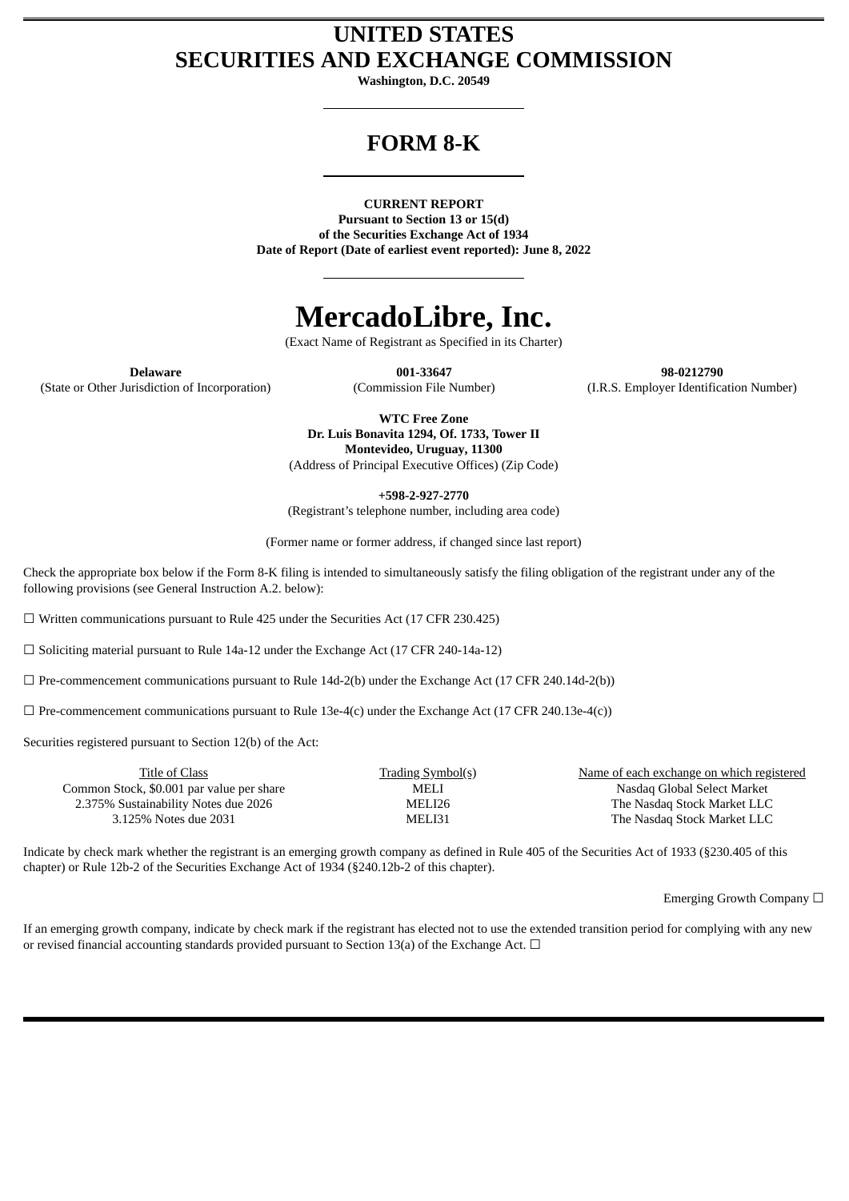# UNITED STATES
# SECURITIES AND EXCHANGE COMMISSION

**Washington, D.C. 20549**

## FORM 8-K

**CURRENT REPORT**
**Pursuant to Section 13 or 15(d)**
**of the Securities Exchange Act of 1934**
**Date of Report (Date of earliest event reported): June 8, 2022**

# MercadoLibre, Inc.

(Exact Name of Registrant as Specified in its Charter)

| **Delaware** | **001-33647** | **98-0212790** |
|---|---|---|
| (State or Other Jurisdiction of Incorporation) | (Commission File Number) | (I.R.S. Employer Identification Number) |

**WTC Free Zone**
**Dr. Luis Bonavita 1294, Of. 1733, Tower II**
**Montevideo, Uruguay, 11300**
(Address of Principal Executive Offices) (Zip Code)

**+598-2-927-2770**
(Registrant's telephone number, including area code)

(Former name or former address, if changed since last report)

Check the appropriate box below if the Form 8-K filing is intended to simultaneously satisfy the filing obligation of the registrant under any of the following provisions (see General Instruction A.2. below):

☐ Written communications pursuant to Rule 425 under the Securities Act (17 CFR 230.425)

☐ Soliciting material pursuant to Rule 14a-12 under the Exchange Act (17 CFR 240-14a-12)

☐ Pre-commencement communications pursuant to Rule 14d-2(b) under the Exchange Act (17 CFR 240.14d-2(b))

☐ Pre-commencement communications pursuant to Rule 13e-4(c) under the Exchange Act (17 CFR 240.13e-4(c))

Securities registered pursuant to Section 12(b) of the Act:

| Title of Class | Trading Symbol(s) | Name of each exchange on which registered |
|---|---|---|
| Common Stock, $0.001 par value per share | MELI | Nasdaq Global Select Market |
| 2.375% Sustainability Notes due 2026 | MELI26 | The Nasdaq Stock Market LLC |
| 3.125% Notes due 2031 | MELI31 | The Nasdaq Stock Market LLC |

Indicate by check mark whether the registrant is an emerging growth company as defined in Rule 405 of the Securities Act of 1933 (§230.405 of this chapter) or Rule 12b-2 of the Securities Exchange Act of 1934 (§240.12b-2 of this chapter).

Emerging Growth Company ☐

If an emerging growth company, indicate by check mark if the registrant has elected not to use the extended transition period for complying with any new or revised financial accounting standards provided pursuant to Section 13(a) of the Exchange Act. ☐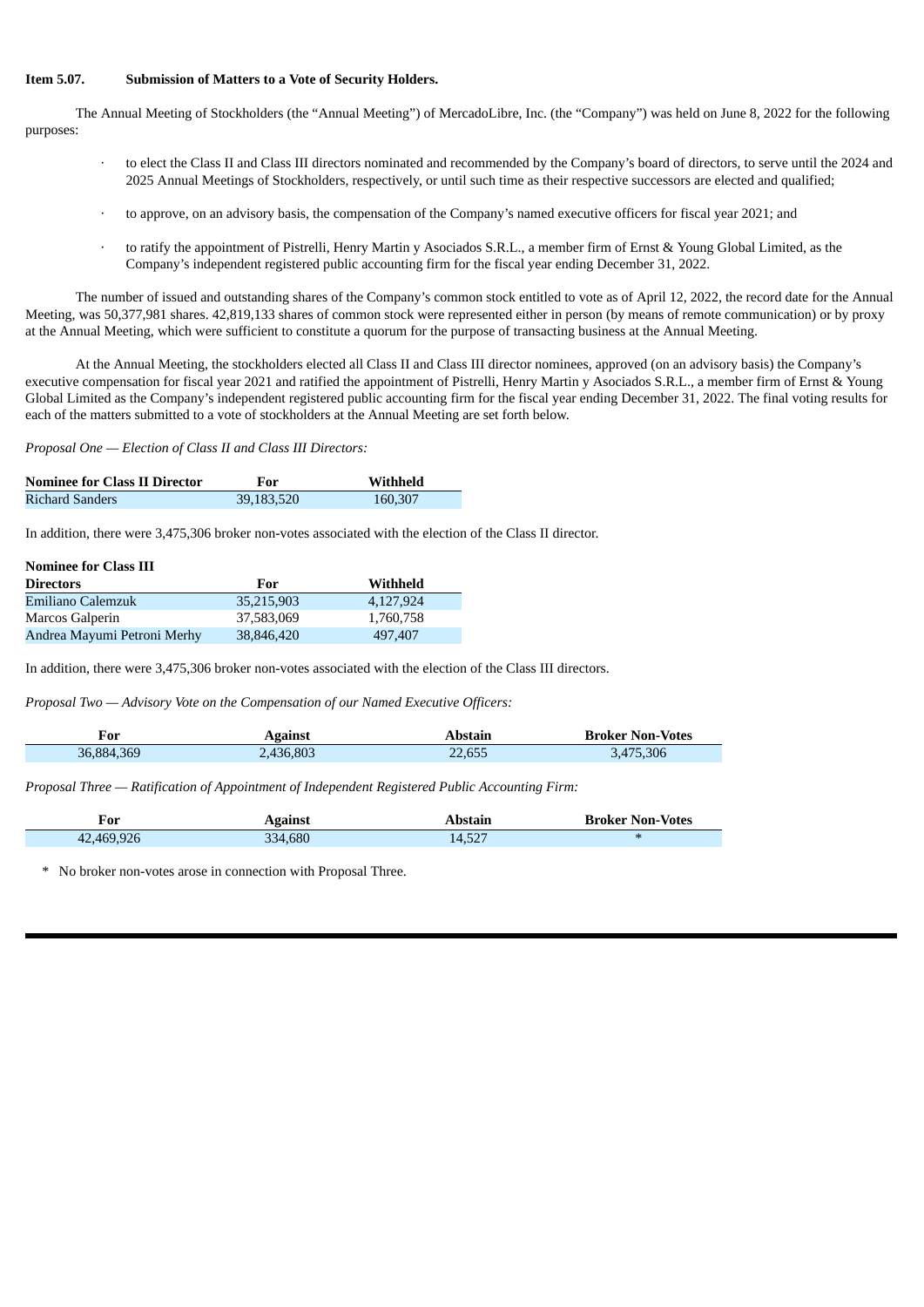**Item 5.07. Submission of Matters to a Vote of Security Holders.**

The Annual Meeting of Stockholders (the "Annual Meeting") of MercadoLibre, Inc. (the "Company") was held on June 8, 2022 for the following purposes:

- to elect the Class II and Class III directors nominated and recommended by the Company's board of directors, to serve until the 2024 and 2025 Annual Meetings of Stockholders, respectively, or until such time as their respective successors are elected and qualified;
- to approve, on an advisory basis, the compensation of the Company's named executive officers for fiscal year 2021; and
- to ratify the appointment of Pistrelli, Henry Martin y Asociados S.R.L., a member firm of Ernst & Young Global Limited, as the Company's independent registered public accounting firm for the fiscal year ending December 31, 2022.

The number of issued and outstanding shares of the Company's common stock entitled to vote as of April 12, 2022, the record date for the Annual Meeting, was 50,377,981 shares. 42,819,133 shares of common stock were represented either in person (by means of remote communication) or by proxy at the Annual Meeting, which were sufficient to constitute a quorum for the purpose of transacting business at the Annual Meeting.

At the Annual Meeting, the stockholders elected all Class II and Class III director nominees, approved (on an advisory basis) the Company's executive compensation for fiscal year 2021 and ratified the appointment of Pistrelli, Henry Martin y Asociados S.R.L., a member firm of Ernst & Young Global Limited as the Company's independent registered public accounting firm for the fiscal year ending December 31, 2022. The final voting results for each of the matters submitted to a vote of stockholders at the Annual Meeting are set forth below.

*Proposal One — Election of Class II and Class III Directors:*

| Nominee for Class II Director | For | Withheld |
|---|---|---|
| Richard Sanders | 39,183,520 | 160,307 |

In addition, there were 3,475,306 broker non-votes associated with the election of the Class II director.

| Nominee for Class III Directors | For | Withheld |
|---|---|---|
| Emiliano Calemzuk | 35,215,903 | 4,127,924 |
| Marcos Galperin | 37,583,069 | 1,760,758 |
| Andrea Mayumi Petroni Merhy | 38,846,420 | 497,407 |

In addition, there were 3,475,306 broker non-votes associated with the election of the Class III directors.

*Proposal Two — Advisory Vote on the Compensation of our Named Executive Officers:*

| For | Against | Abstain | Broker Non-Votes |
|---|---|---|---|
| 36,884,369 | 2,436,803 | 22,655 | 3,475,306 |

*Proposal Three — Ratification of Appointment of Independent Registered Public Accounting Firm:*

| For | Against | Abstain | Broker Non-Votes |
|---|---|---|---|
| 42,469,926 | 334,680 | 14,527 | * |

\* No broker non-votes arose in connection with Proposal Three.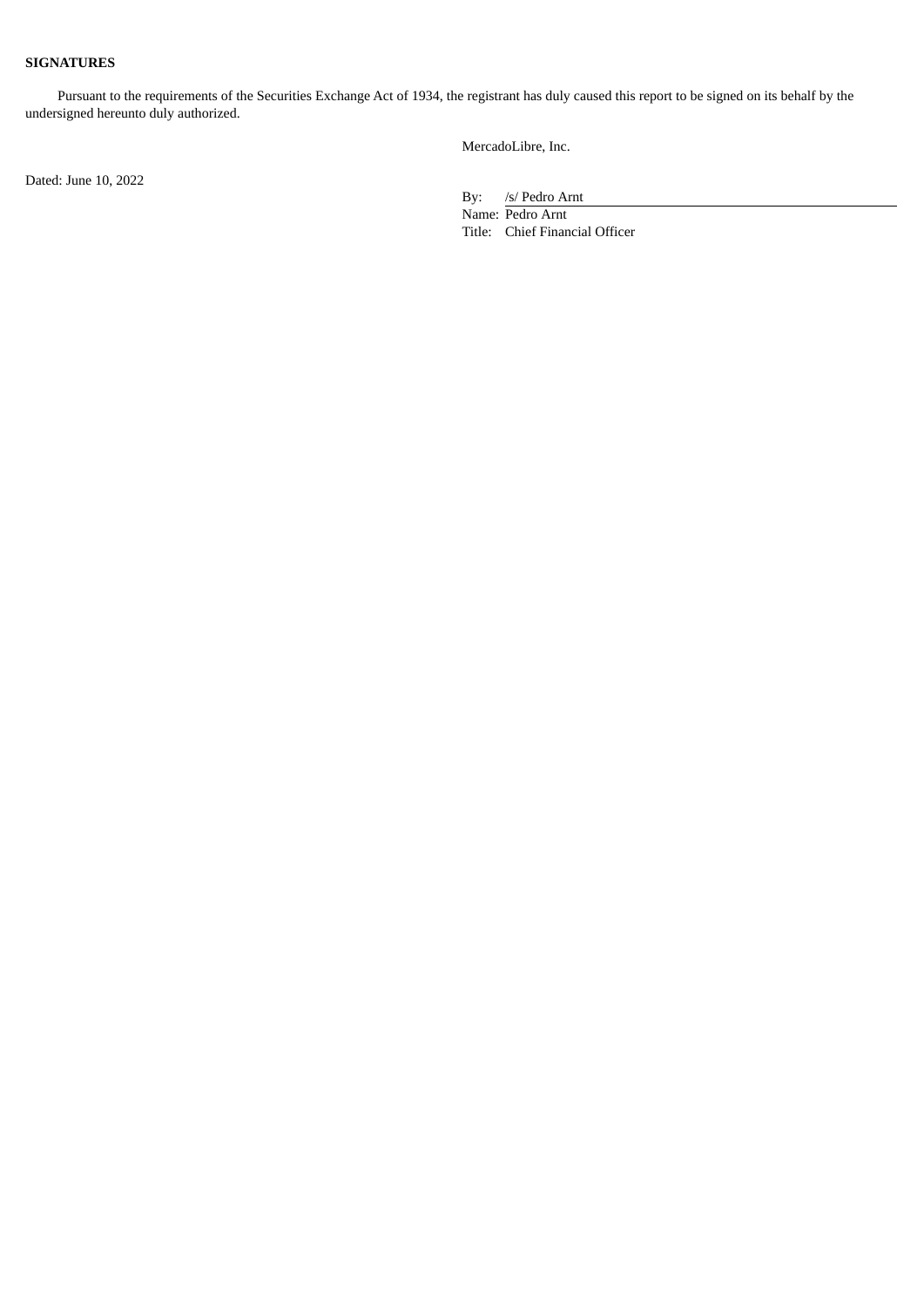**SIGNATURES**

Pursuant to the requirements of the Securities Exchange Act of 1934, the registrant has duly caused this report to be signed on its behalf by the undersigned hereunto duly authorized.

MercadoLibre, Inc.

Dated: June 10, 2022

By: /s/ Pedro Arnt

Name: Pedro Arnt

Title: Chief Financial Officer